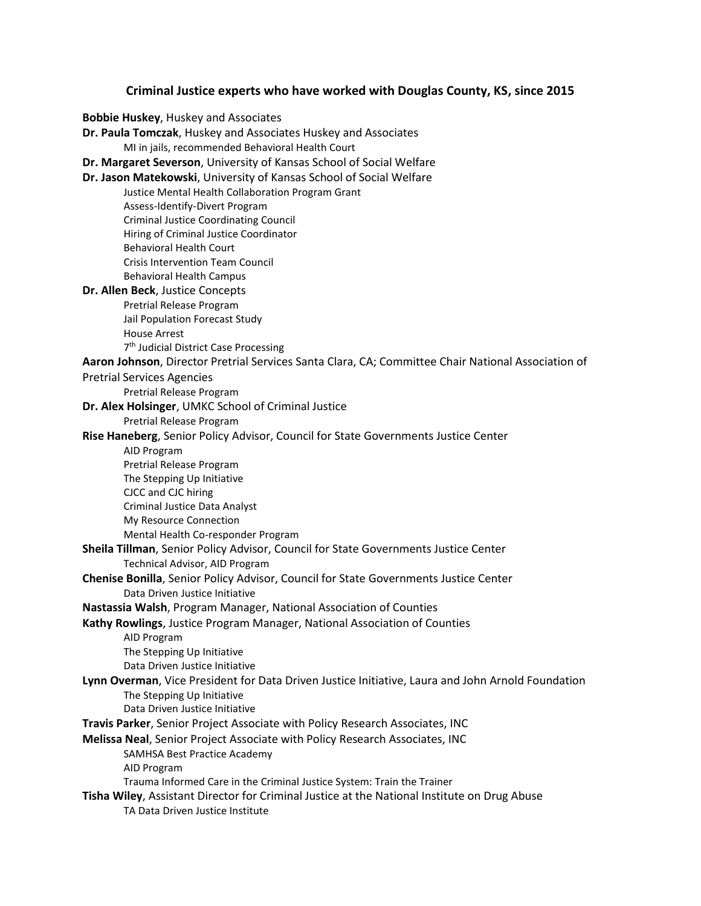## Criminal Justice experts who have worked with Douglas County, KS, since 2015

**Bobbie Huskey**, Huskey and Associates

**Dr. Paula Tomczak**, Huskey and Associates Huskey and Associates

- MI in jails, recommended Behavioral Health Court

**Dr. Margaret Severson**, University of Kansas School of Social Welfare

**Dr. Jason Matekowski**, University of Kansas School of Social Welfare

- Justice Mental Health Collaboration Program Grant
- Assess-Identify-Divert Program
- Criminal Justice Coordinating Council
- Hiring of Criminal Justice Coordinator
- Behavioral Health Court
- Crisis Intervention Team Council
- Behavioral Health Campus

**Dr. Allen Beck**, Justice Concepts

- Pretrial Release Program
- Jail Population Forecast Study
- House Arrest
- 7th Judicial District Case Processing

**Aaron Johnson**, Director Pretrial Services Santa Clara, CA; Committee Chair National Association of Pretrial Services Agencies

- Pretrial Release Program

**Dr. Alex Holsinger**, UMKC School of Criminal Justice

- Pretrial Release Program

**Rise Haneberg**, Senior Policy Advisor, Council for State Governments Justice Center

- AID Program
- Pretrial Release Program
- The Stepping Up Initiative
- CJCC and CJC hiring
- Criminal Justice Data Analyst
- My Resource Connection
- Mental Health Co-responder Program

**Sheila Tillman**, Senior Policy Advisor, Council for State Governments Justice Center

- Technical Advisor, AID Program

**Chenise Bonilla**, Senior Policy Advisor, Council for State Governments Justice Center

- Data Driven Justice Initiative

**Nastassia Walsh**, Program Manager, National Association of Counties

**Kathy Rowlings**, Justice Program Manager, National Association of Counties

- AID Program
- The Stepping Up Initiative
- Data Driven Justice Initiative

**Lynn Overman**, Vice President for Data Driven Justice Initiative, Laura and John Arnold Foundation

- The Stepping Up Initiative
- Data Driven Justice Initiative

**Travis Parker**, Senior Project Associate with Policy Research Associates, INC

**Melissa Neal**, Senior Project Associate with Policy Research Associates, INC

- SAMHSA Best Practice Academy
- AID Program
- Trauma Informed Care in the Criminal Justice System: Train the Trainer

**Tisha Wiley**, Assistant Director for Criminal Justice at the National Institute on Drug Abuse

- TA Data Driven Justice Institute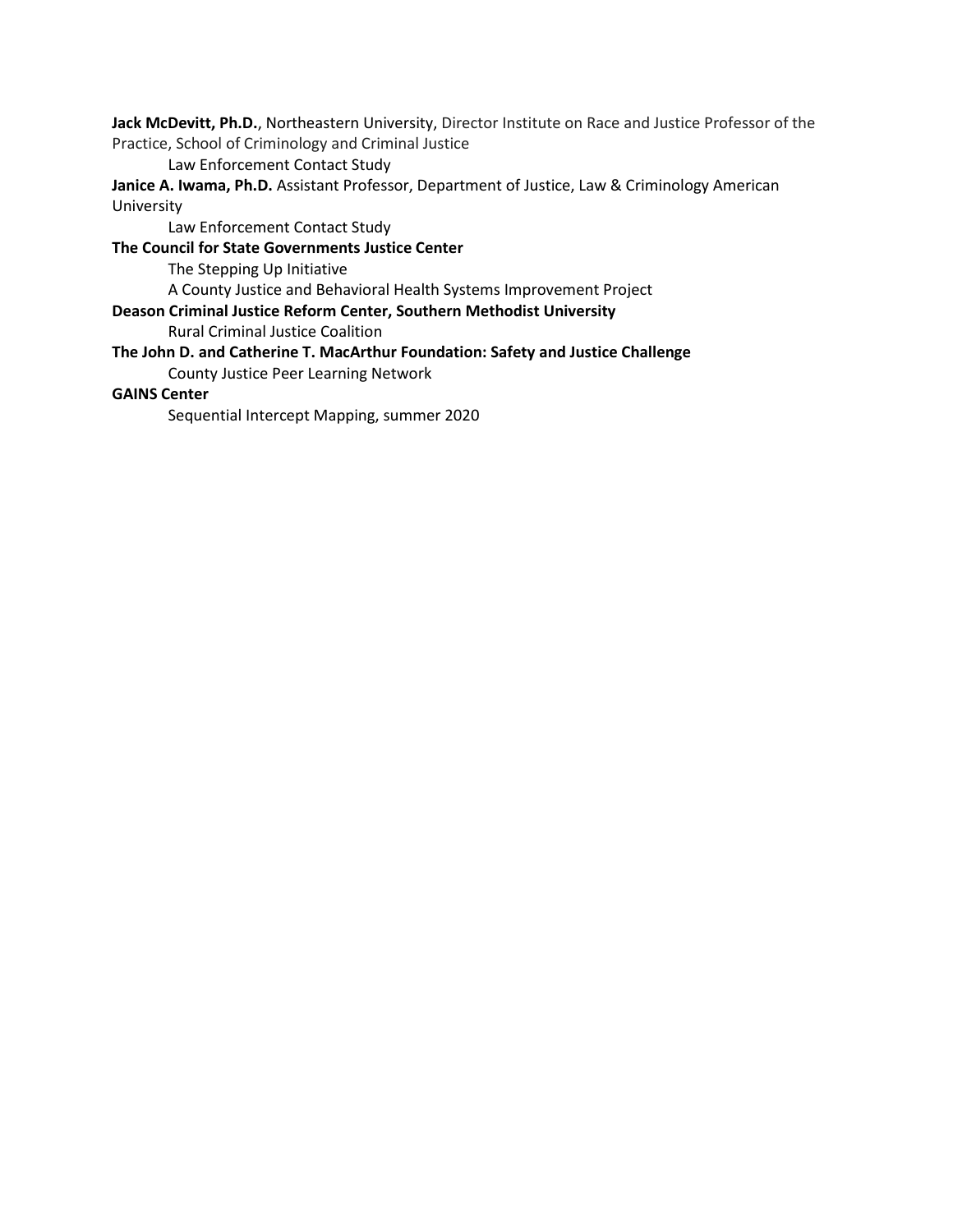**Jack McDevitt, Ph.D.**, Northeastern University, Director Institute on Race and Justice Professor of the Practice, School of Criminology and Criminal Justice

Law Enforcement Contact Study

**Janice A. Iwama, Ph.D.** Assistant Professor, Department of Justice, Law & Criminology American University

Law Enforcement Contact Study

**The Council for State Governments Justice Center**

The Stepping Up Initiative

A County Justice and Behavioral Health Systems Improvement Project

**Deason Criminal Justice Reform Center, Southern Methodist University**

Rural Criminal Justice Coalition

**The John D. and Catherine T. MacArthur Foundation: Safety and Justice Challenge**

County Justice Peer Learning Network

**GAINS Center**

Sequential Intercept Mapping, summer 2020